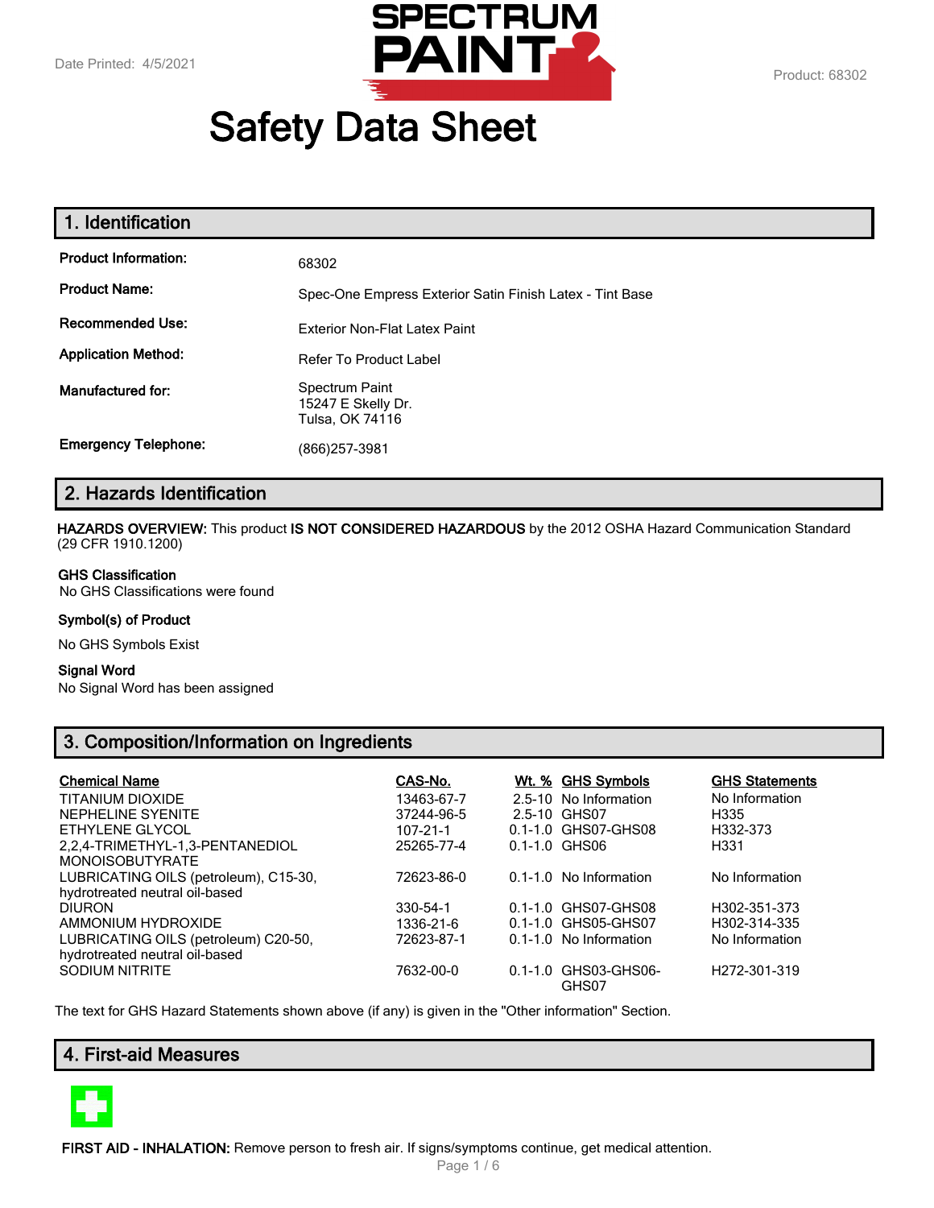Date Printed: 4/5/2021

Product: 68302

# Safety Data Sheet

## 1. Identification

**Product Information:** 68302

**Product Name:** Spec-One Empress Exterior Satin Finish Latex - Tint Base

**Recommended Use:** Exterior Non-Flat Latex Paint

**Application Method:** Refer To Product Label

**Manufactured for:** Spectrum Paint
15247 E Skelly Dr.
Tulsa, OK 74116

**Emergency Telephone:** (866)257-3981

## 2. Hazards Identification

**HAZARDS OVERVIEW:** This product **IS NOT CONSIDERED HAZARDOUS** by the 2012 OSHA Hazard Communication Standard (29 CFR 1910.1200)

**GHS Classification**
No GHS Classifications were found

**Symbol(s) of Product**

No GHS Symbols Exist

**Signal Word**
No Signal Word has been assigned

## 3. Composition/Information on Ingredients

| Chemical Name | CAS-No. | Wt. % | GHS Symbols | GHS Statements |
|---|---|---|---|---|
| TITANIUM DIOXIDE | 13463-67-7 | 2.5-10 | No Information | No Information |
| NEPHELINE SYENITE | 37244-96-5 | 2.5-10 | GHS07 | H335 |
| ETHYLENE GLYCOL | 107-21-1 | 0.1-1.0 | GHS07-GHS08 | H332-373 |
| 2,2,4-TRIMETHYL-1,3-PENTANEDIOL MONOISOBUTYRATE | 25265-77-4 | 0.1-1.0 | GHS06 | H331 |
| LUBRICATING OILS (petroleum), C15-30, hydrotreated neutral oil-based | 72623-86-0 | 0.1-1.0 | No Information | No Information |
| DIURON | 330-54-1 | 0.1-1.0 | GHS07-GHS08 | H302-351-373 |
| AMMONIUM HYDROXIDE | 1336-21-6 | 0.1-1.0 | GHS05-GHS07 | H302-314-335 |
| LUBRICATING OILS (petroleum) C20-50, hydrotreated neutral oil-based | 72623-87-1 | 0.1-1.0 | No Information | No Information |
| SODIUM NITRITE | 7632-00-0 | 0.1-1.0 | GHS03-GHS06-GHS07 | H272-301-319 |

The text for GHS Hazard Statements shown above (if any) is given in the "Other information" Section.

## 4. First-aid Measures

**FIRST AID - INHALATION:** Remove person to fresh air. If signs/symptoms continue, get medical attention.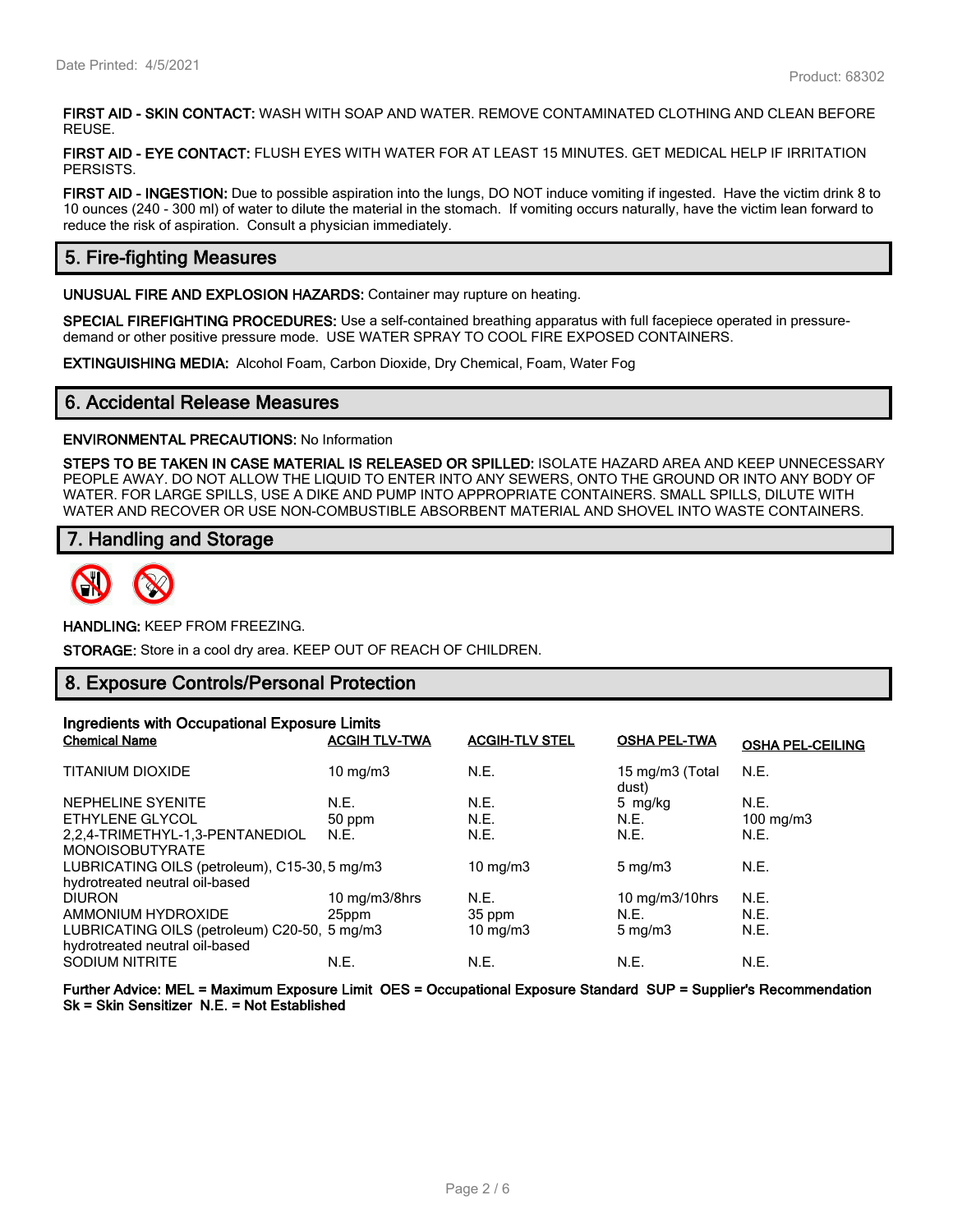**FIRST AID - SKIN CONTACT:** WASH WITH SOAP AND WATER. REMOVE CONTAMINATED CLOTHING AND CLEAN BEFORE REUSE.

**FIRST AID - EYE CONTACT:** FLUSH EYES WITH WATER FOR AT LEAST 15 MINUTES. GET MEDICAL HELP IF IRRITATION PERSISTS.

**FIRST AID - INGESTION:** Due to possible aspiration into the lungs, DO NOT induce vomiting if ingested. Have the victim drink 8 to 10 ounces (240 - 300 ml) of water to dilute the material in the stomach. If vomiting occurs naturally, have the victim lean forward to reduce the risk of aspiration. Consult a physician immediately.

## 5. Fire-fighting Measures

**UNUSUAL FIRE AND EXPLOSION HAZARDS:** Container may rupture on heating.

**SPECIAL FIREFIGHTING PROCEDURES:** Use a self-contained breathing apparatus with full facepiece operated in pressure-demand or other positive pressure mode. USE WATER SPRAY TO COOL FIRE EXPOSED CONTAINERS.

**EXTINGUISHING MEDIA:** Alcohol Foam, Carbon Dioxide, Dry Chemical, Foam, Water Fog

## 6. Accidental Release Measures

**ENVIRONMENTAL PRECAUTIONS:** No Information

**STEPS TO BE TAKEN IN CASE MATERIAL IS RELEASED OR SPILLED:** ISOLATE HAZARD AREA AND KEEP UNNECESSARY PEOPLE AWAY. DO NOT ALLOW THE LIQUID TO ENTER INTO ANY SEWERS, ONTO THE GROUND OR INTO ANY BODY OF WATER. FOR LARGE SPILLS, USE A DIKE AND PUMP INTO APPROPRIATE CONTAINERS. SMALL SPILLS, DILUTE WITH WATER AND RECOVER OR USE NON-COMBUSTIBLE ABSORBENT MATERIAL AND SHOVEL INTO WASTE CONTAINERS.

## 7. Handling and Storage

**HANDLING:** KEEP FROM FREEZING.

**STORAGE:** Store in a cool dry area. KEEP OUT OF REACH OF CHILDREN.

## 8. Exposure Controls/Personal Protection

**Ingredients with Occupational Exposure Limits**

| Chemical Name | ACGIH TLV-TWA | ACGIH-TLV STEL | OSHA PEL-TWA | OSHA PEL-CEILING |
|---|---|---|---|---|
| TITANIUM DIOXIDE | 10 mg/m3 | N.E. | 15 mg/m3 (Total dust) | N.E. |
| NEPHELINE SYENITE | N.E. | N.E. | 5 mg/kg | N.E. |
| ETHYLENE GLYCOL | 50 ppm | N.E. | N.E. | 100 mg/m3 |
| 2,2,4-TRIMETHYL-1,3-PENTANEDIOL MONOISOBUTYRATE | N.E. | N.E. | N.E. | N.E. |
| LUBRICATING OILS (petroleum), C15-30, hydrotreated neutral oil-based | 5 mg/m3 | 10 mg/m3 | 5 mg/m3 | N.E. |
| DIURON | 10 mg/m3/8hrs | N.E. | 10 mg/m3/10hrs | N.E. |
| AMMONIUM HYDROXIDE | 25ppm | 35 ppm | N.E. | N.E. |
| LUBRICATING OILS (petroleum) C20-50, hydrotreated neutral oil-based | 5 mg/m3 | 10 mg/m3 | 5 mg/m3 | N.E. |
| SODIUM NITRITE | N.E. | N.E. | N.E. | N.E. |

**Further Advice: MEL = Maximum Exposure Limit OES = Occupational Exposure Standard SUP = Supplier's Recommendation Sk = Skin Sensitizer N.E. = Not Established**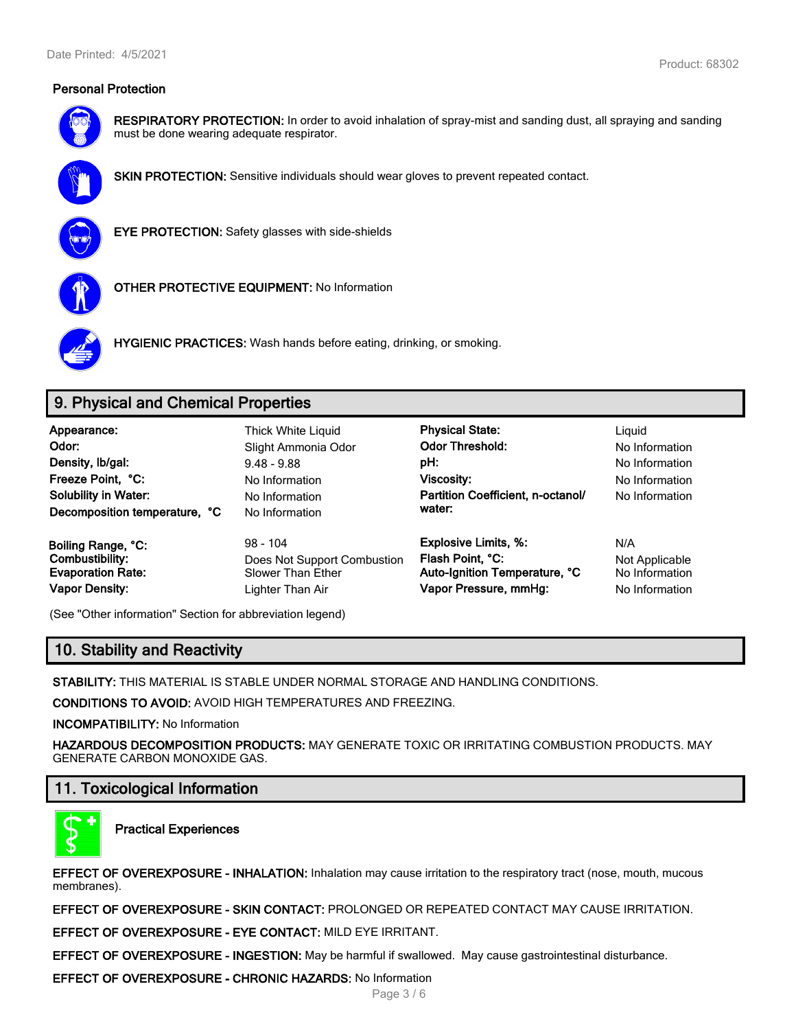### Personal Protection

**RESPIRATORY PROTECTION:** In order to avoid inhalation of spray-mist and sanding dust, all spraying and sanding must be done wearing adequate respirator.

**SKIN PROTECTION:** Sensitive individuals should wear gloves to prevent repeated contact.

**EYE PROTECTION:** Safety glasses with side-shields

**OTHER PROTECTIVE EQUIPMENT:** No Information

**HYGIENIC PRACTICES:** Wash hands before eating, drinking, or smoking.

## 9. Physical and Chemical Properties

| | | | |
|---|---|---|---|
| **Appearance:** | Thick White Liquid | **Physical State:** | Liquid |
| **Odor:** | Slight Ammonia Odor | **Odor Threshold:** | No Information |
| **Density, lb/gal:** | 9.48 - 9.88 | **pH:** | No Information |
| **Freeze Point, °C:** | No Information | **Viscosity:** | No Information |
| **Solubility in Water:** | No Information | **Partition Coefficient, n-octanol/ water:** | No Information |
| **Decomposition temperature, °C** | No Information | | |
| **Boiling Range, °C:** | 98 - 104 | **Explosive Limits, %:** | N/A |
| **Combustibility:** | Does Not Support Combustion | **Flash Point, °C:** | Not Applicable |
| **Evaporation Rate:** | Slower Than Ether | **Auto-Ignition Temperature, °C** | No Information |
| **Vapor Density:** | Lighter Than Air | **Vapor Pressure, mmHg:** | No Information |

(See "Other information" Section for abbreviation legend)

## 10. Stability and Reactivity

**STABILITY:** THIS MATERIAL IS STABLE UNDER NORMAL STORAGE AND HANDLING CONDITIONS.

**CONDITIONS TO AVOID:** AVOID HIGH TEMPERATURES AND FREEZING.

**INCOMPATIBILITY:** No Information

**HAZARDOUS DECOMPOSITION PRODUCTS:** MAY GENERATE TOXIC OR IRRITATING COMBUSTION PRODUCTS. MAY GENERATE CARBON MONOXIDE GAS.

## 11. Toxicological Information

**Practical Experiences**

**EFFECT OF OVEREXPOSURE - INHALATION:** Inhalation may cause irritation to the respiratory tract (nose, mouth, mucous membranes).

**EFFECT OF OVEREXPOSURE - SKIN CONTACT:** PROLONGED OR REPEATED CONTACT MAY CAUSE IRRITATION.

**EFFECT OF OVEREXPOSURE - EYE CONTACT:** MILD EYE IRRITANT.

**EFFECT OF OVEREXPOSURE - INGESTION:** May be harmful if swallowed. May cause gastrointestinal disturbance.

**EFFECT OF OVEREXPOSURE - CHRONIC HAZARDS:** No Information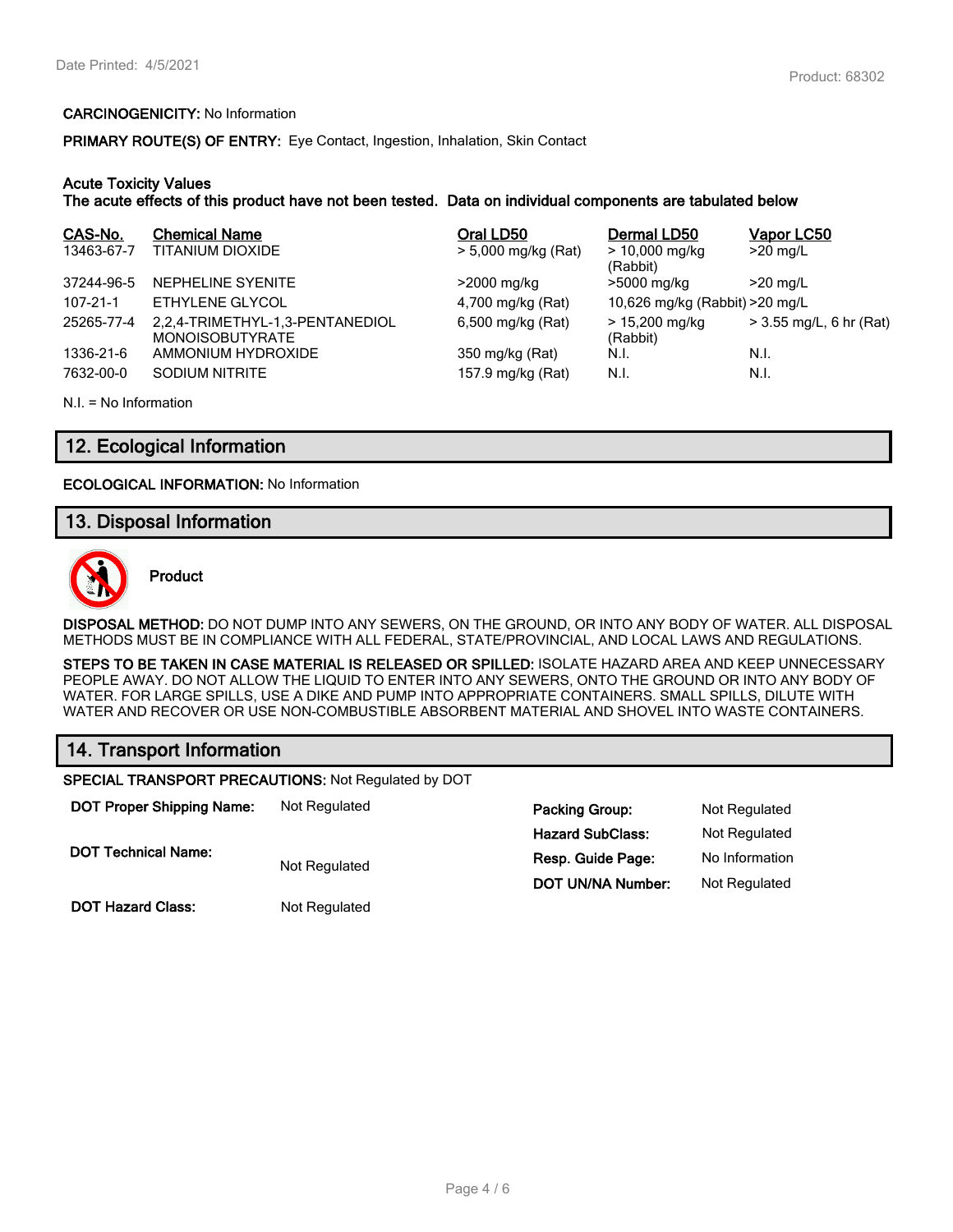**CARCINOGENICITY:** No Information

**PRIMARY ROUTE(S) OF ENTRY:** Eye Contact, Ingestion, Inhalation, Skin Contact

**Acute Toxicity Values**
**The acute effects of this product have not been tested. Data on individual components are tabulated below**

| CAS-No. | Chemical Name | Oral LD50 | Dermal LD50 | Vapor LC50 |
|---|---|---|---|---|
| 13463-67-7 | TITANIUM DIOXIDE | > 5,000 mg/kg (Rat) | > 10,000 mg/kg (Rabbit) | >20 mg/L |
| 37244-96-5 | NEPHELINE SYENITE | >2000 mg/kg | >5000 mg/kg | >20 mg/L |
| 107-21-1 | ETHYLENE GLYCOL | 4,700 mg/kg (Rat) | 10,626 mg/kg (Rabbit) | >20 mg/L |
| 25265-77-4 | 2,2,4-TRIMETHYL-1,3-PENTANEDIOL MONOISOBUTYRATE | 6,500 mg/kg (Rat) | > 15,200 mg/kg (Rabbit) | > 3.55 mg/L, 6 hr (Rat) |
| 1336-21-6 | AMMONIUM HYDROXIDE | 350 mg/kg (Rat) | N.I. | N.I. |
| 7632-00-0 | SODIUM NITRITE | 157.9 mg/kg (Rat) | N.I. | N.I. |

N.I. = No Information

## 12. Ecological Information

**ECOLOGICAL INFORMATION:** No Information

## 13. Disposal Information

**Product**

**DISPOSAL METHOD:** DO NOT DUMP INTO ANY SEWERS, ON THE GROUND, OR INTO ANY BODY OF WATER. ALL DISPOSAL METHODS MUST BE IN COMPLIANCE WITH ALL FEDERAL, STATE/PROVINCIAL, AND LOCAL LAWS AND REGULATIONS.

**STEPS TO BE TAKEN IN CASE MATERIAL IS RELEASED OR SPILLED:** ISOLATE HAZARD AREA AND KEEP UNNECESSARY PEOPLE AWAY. DO NOT ALLOW THE LIQUID TO ENTER INTO ANY SEWERS, ONTO THE GROUND OR INTO ANY BODY OF WATER. FOR LARGE SPILLS, USE A DIKE AND PUMP INTO APPROPRIATE CONTAINERS. SMALL SPILLS, DILUTE WITH WATER AND RECOVER OR USE NON-COMBUSTIBLE ABSORBENT MATERIAL AND SHOVEL INTO WASTE CONTAINERS.

## 14. Transport Information

**SPECIAL TRANSPORT PRECAUTIONS:** Not Regulated by DOT

| | | | |
|---|---|---|---|
| **DOT Proper Shipping Name:** | Not Regulated | **Packing Group:** | Not Regulated |
| **DOT Technical Name:** | Not Regulated | **Hazard SubClass:** | Not Regulated |
| **DOT Hazard Class:** | Not Regulated | **Resp. Guide Page:** | No Information |
| | | **DOT UN/NA Number:** | Not Regulated |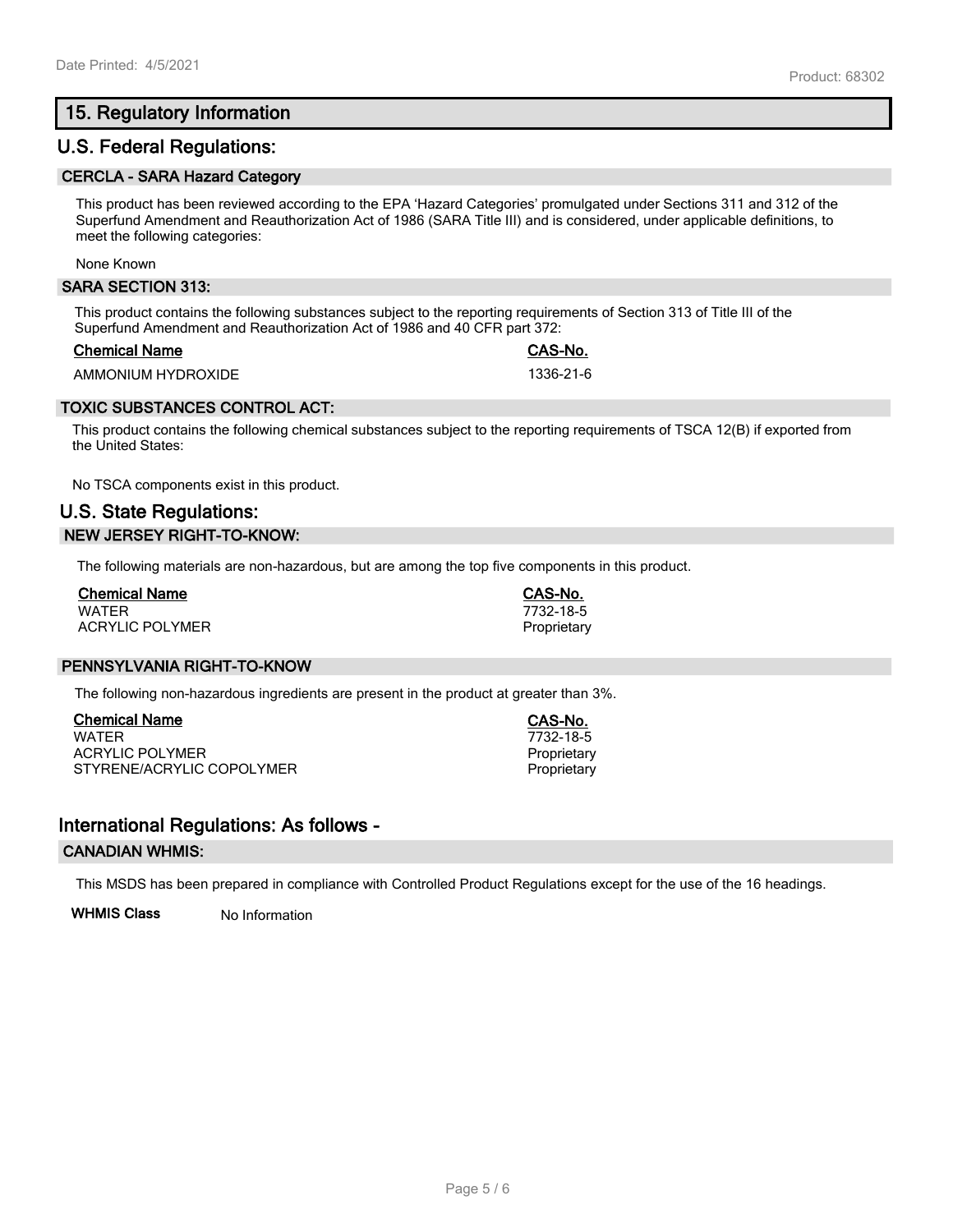## 15. Regulatory Information

## U.S. Federal Regulations:

### CERCLA - SARA Hazard Category

This product has been reviewed according to the EPA 'Hazard Categories' promulgated under Sections 311 and 312 of the Superfund Amendment and Reauthorization Act of 1986 (SARA Title III) and is considered, under applicable definitions, to meet the following categories:

None Known

### SARA SECTION 313:

This product contains the following substances subject to the reporting requirements of Section 313 of Title III of the Superfund Amendment and Reauthorization Act of 1986 and 40 CFR part 372:

| Chemical Name | CAS-No. |
|---|---|
| AMMONIUM HYDROXIDE | 1336-21-6 |

### TOXIC SUBSTANCES CONTROL ACT:

This product contains the following chemical substances subject to the reporting requirements of TSCA 12(B) if exported from the United States:

No TSCA components exist in this product.

## U.S. State Regulations:

### NEW JERSEY RIGHT-TO-KNOW:

The following materials are non-hazardous, but are among the top five components in this product.

| Chemical Name | CAS-No. |
|---|---|
| WATER | 7732-18-5 |
| ACRYLIC POLYMER | Proprietary |

### PENNSYLVANIA RIGHT-TO-KNOW

The following non-hazardous ingredients are present in the product at greater than 3%.

| Chemical Name | CAS-No. |
|---|---|
| WATER | 7732-18-5 |
| ACRYLIC POLYMER | Proprietary |
| STYRENE/ACRYLIC COPOLYMER | Proprietary |

## International Regulations: As follows -

### CANADIAN WHMIS:

This MSDS has been prepared in compliance with Controlled Product Regulations except for the use of the 16 headings.

**WHMIS Class** No Information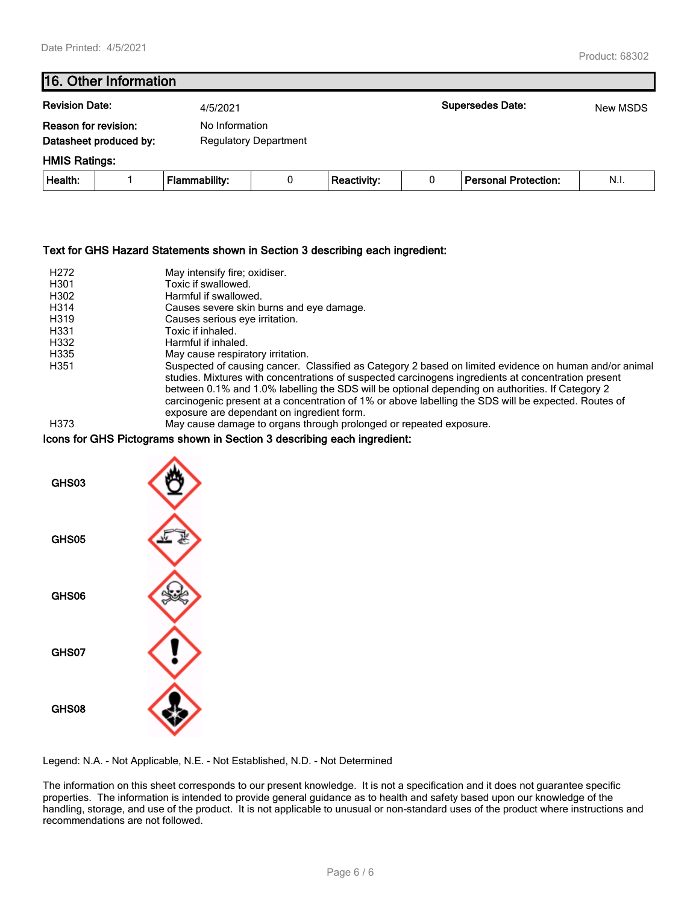## 16. Other Information

**Revision Date:** 4/5/2021 **Supersedes Date:** New MSDS

**Reason for revision:** No Information

**Datasheet produced by:** Regulatory Department

**HMIS Ratings:**

| Health: | 1 | Flammability: | 0 | Reactivity: | 0 | Personal Protection: | N.I. |
|---|---|---|---|---|---|---|---|

**Text for GHS Hazard Statements shown in Section 3 describing each ingredient:**

| | |
|---|---|
| H272 | May intensify fire; oxidiser. |
| H301 | Toxic if swallowed. |
| H302 | Harmful if swallowed. |
| H314 | Causes severe skin burns and eye damage. |
| H319 | Causes serious eye irritation. |
| H331 | Toxic if inhaled. |
| H332 | Harmful if inhaled. |
| H335 | May cause respiratory irritation. |
| H351 | Suspected of causing cancer. Classified as Category 2 based on limited evidence on human and/or animal studies. Mixtures with concentrations of suspected carcinogens ingredients at concentration present between 0.1% and 1.0% labelling the SDS will be optional depending on authorities. If Category 2 carcinogenic present at a concentration of 1% or above labelling the SDS will be expected. Routes of exposure are dependant on ingredient form. |
| H373 | May cause damage to organs through prolonged or repeated exposure. |

**Icons for GHS Pictograms shown in Section 3 describing each ingredient:**

GHS03

GHS05

GHS06

GHS07

GHS08

Legend: N.A. - Not Applicable, N.E. - Not Established, N.D. - Not Determined

The information on this sheet corresponds to our present knowledge. It is not a specification and it does not guarantee specific properties. The information is intended to provide general guidance as to health and safety based upon our knowledge of the handling, storage, and use of the product. It is not applicable to unusual or non-standard uses of the product where instructions and recommendations are not followed.